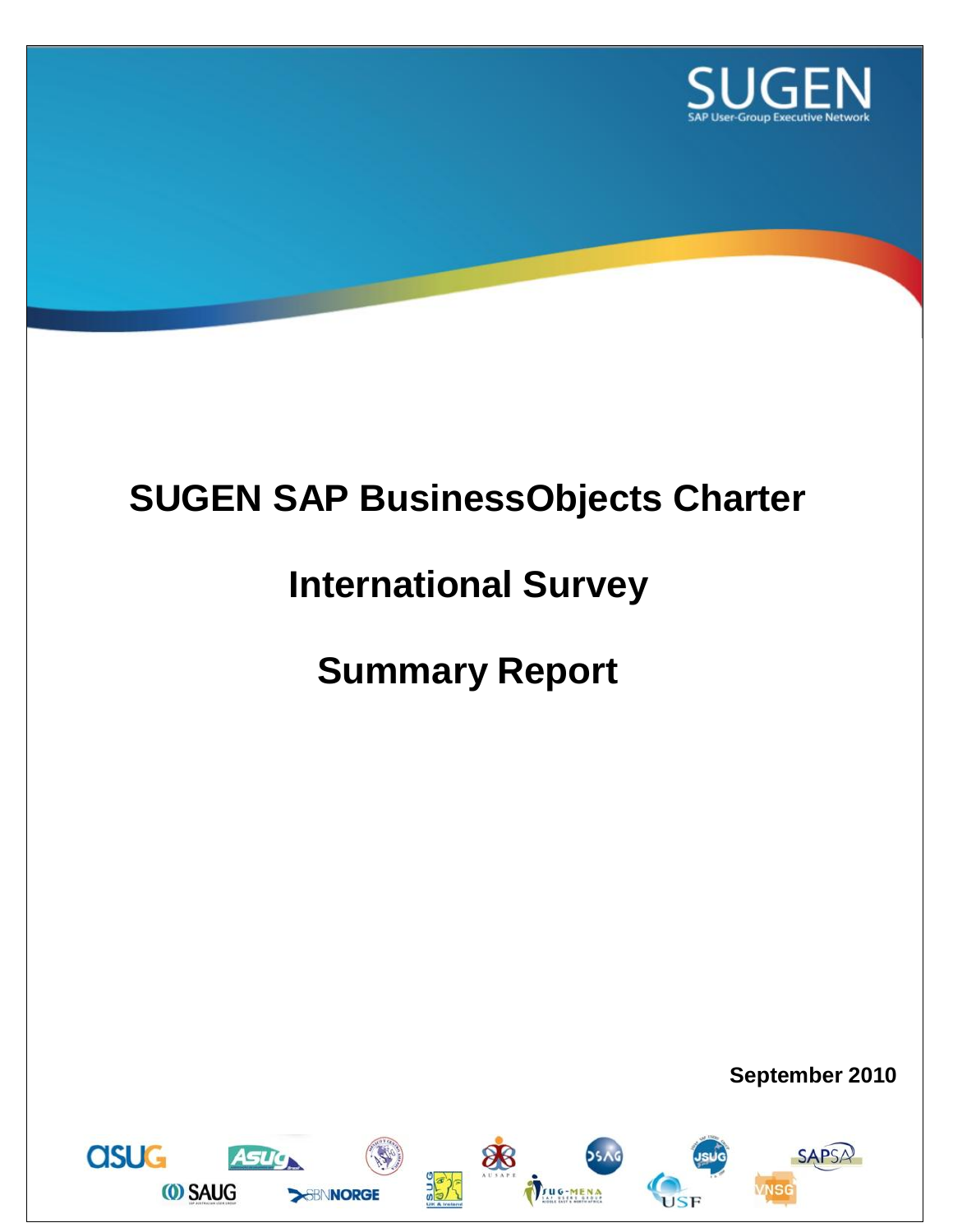# SUGEN SAP BusinessObjects Charter

# International Survey

# Summary Report

**September 2010**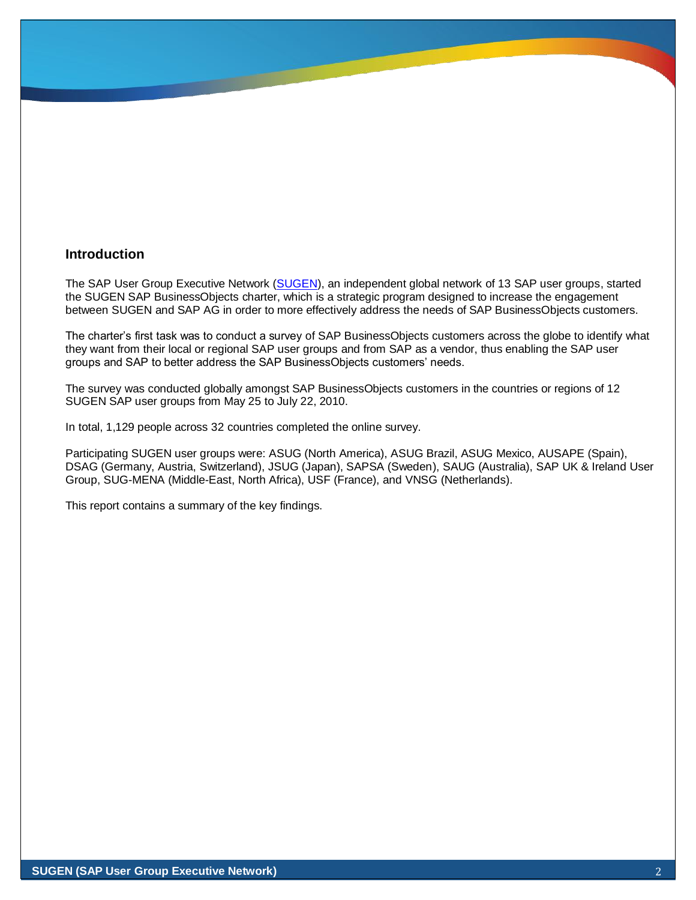## Introduction

The SAP User Group Executive Network (SUGEN), an independent global network of 13 SAP user groups, started the SUGEN SAP BusinessObjects charter, which is a strategic program designed to increase the engagement between SUGEN and SAP AG in order to more effectively address the needs of SAP BusinessObjects customers.

The charter's first task was to conduct a survey of SAP BusinessObjects customers across the globe to identify what they want from their local or regional SAP user groups and from SAP as a vendor, thus enabling the SAP user groups and SAP to better address the SAP BusinessObjects customers' needs.

The survey was conducted globally amongst SAP BusinessObjects customers in the countries or regions of 12 SUGEN SAP user groups from May 25 to July 22, 2010.

In total, 1,129 people across 32 countries completed the online survey.

Participating SUGEN user groups were: ASUG (North America), ASUG Brazil, ASUG Mexico, AUSAPE (Spain), DSAG (Germany, Austria, Switzerland), JSUG (Japan), SAPSA (Sweden), SAUG (Australia), SAP UK & Ireland User Group, SUG-MENA (Middle-East, North Africa), USF (France), and VNSG (Netherlands).

This report contains a summary of the key findings.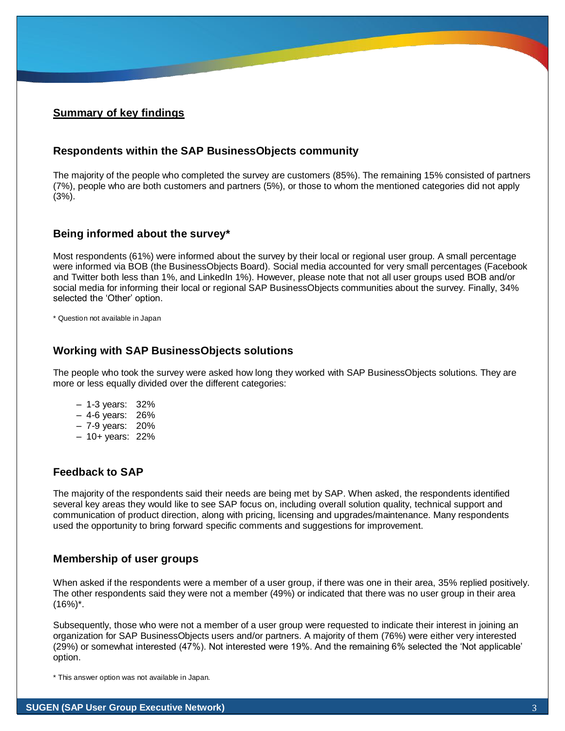## Summary of key findings

### Respondents within the SAP BusinessObjects community

The majority of the people who completed the survey are customers (85%). The remaining 15% consisted of partners (7%), people who are both customers and partners (5%), or those to whom the mentioned categories did not apply (3%).

### Being informed about the survey*

Most respondents (61%) were informed about the survey by their local or regional user group. A small percentage were informed via BOB (the BusinessObjects Board). Social media accounted for very small percentages (Facebook and Twitter both less than 1%, and LinkedIn 1%). However, please note that not all user groups used BOB and/or social media for informing their local or regional SAP BusinessObjects communities about the survey. Finally, 34% selected the 'Other' option.

* Question not available in Japan

### Working with SAP BusinessObjects solutions

The people who took the survey were asked how long they worked with SAP BusinessObjects solutions. They are more or less equally divided over the different categories:

- 1-3 years: 32%
- 4-6 years: 26%
- 7-9 years: 20%
- 10+ years: 22%

### Feedback to SAP

The majority of the respondents said their needs are being met by SAP. When asked, the respondents identified several key areas they would like to see SAP focus on, including overall solution quality, technical support and communication of product direction, along with pricing, licensing and upgrades/maintenance. Many respondents used the opportunity to bring forward specific comments and suggestions for improvement.

### Membership of user groups

When asked if the respondents were a member of a user group, if there was one in their area, 35% replied positively. The other respondents said they were not a member (49%) or indicated that there was no user group in their area (16%)*.

Subsequently, those who were not a member of a user group were requested to indicate their interest in joining an organization for SAP BusinessObjects users and/or partners. A majority of them (76%) were either very interested (29%) or somewhat interested (47%). Not interested were 19%. And the remaining 6% selected the 'Not applicable' option.

* This answer option was not available in Japan.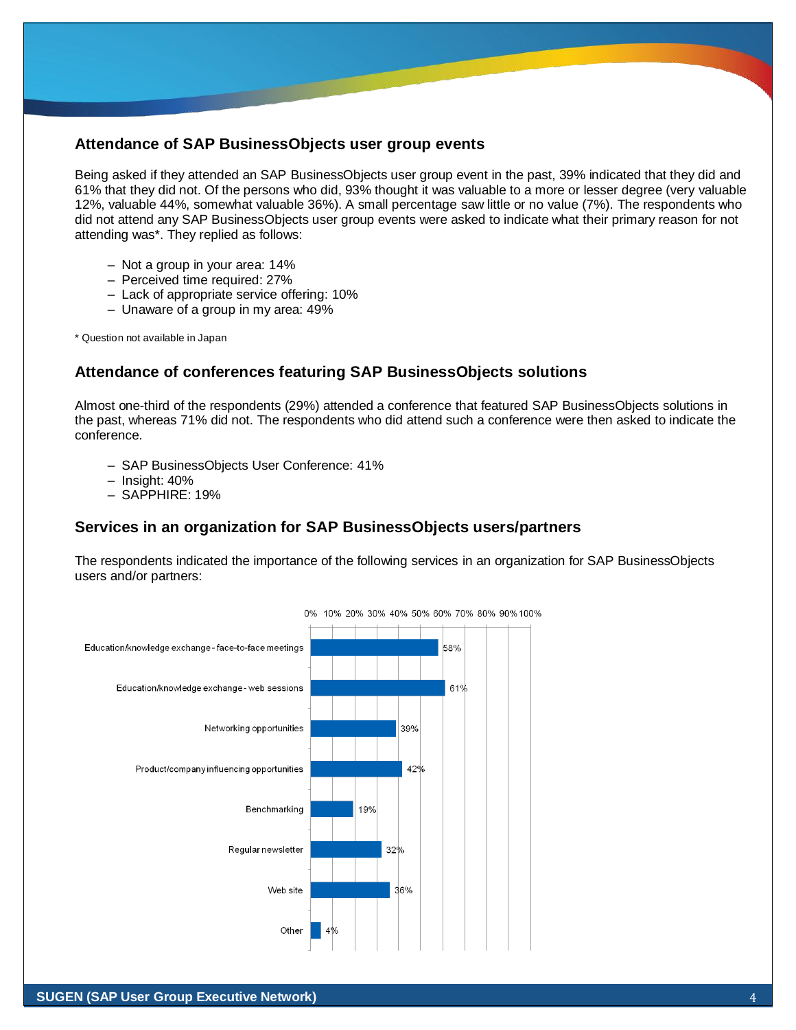## Attendance of SAP BusinessObjects user group events

Being asked if they attended an SAP BusinessObjects user group event in the past, 39% indicated that they did and 61% that they did not. Of the persons who did, 93% thought it was valuable to a more or lesser degree (very valuable 12%, valuable 44%, somewhat valuable 36%). A small percentage saw little or no value (7%). The respondents who did not attend any SAP BusinessObjects user group events were asked to indicate what their primary reason for not attending was*. They replied as follows:

- Not a group in your area: 14%
- Perceived time required: 27%
- Lack of appropriate service offering: 10%
- Unaware of a group in my area: 49%

\* Question not available in Japan

## Attendance of conferences featuring SAP BusinessObjects solutions

Almost one-third of the respondents (29%) attended a conference that featured SAP BusinessObjects solutions in the past, whereas 71% did not. The respondents who did attend such a conference were then asked to indicate the conference.

- SAP BusinessObjects User Conference: 41%
- Insight: 40%
- SAPPHIRE: 19%

## Services in an organization for SAP BusinessObjects users/partners

The respondents indicated the importance of the following services in an organization for SAP BusinessObjects users and/or partners:

| Service | Percentage |
|---|---|
| Education/knowledge exchange - face-to-face meetings | 58% |
| Education/knowledge exchange - web sessions | 61% |
| Networking opportunities | 39% |
| Product/company influencing opportunities | 42% |
| Benchmarking | 19% |
| Regular newsletter | 32% |
| Web site | 36% |
| Other | 4% |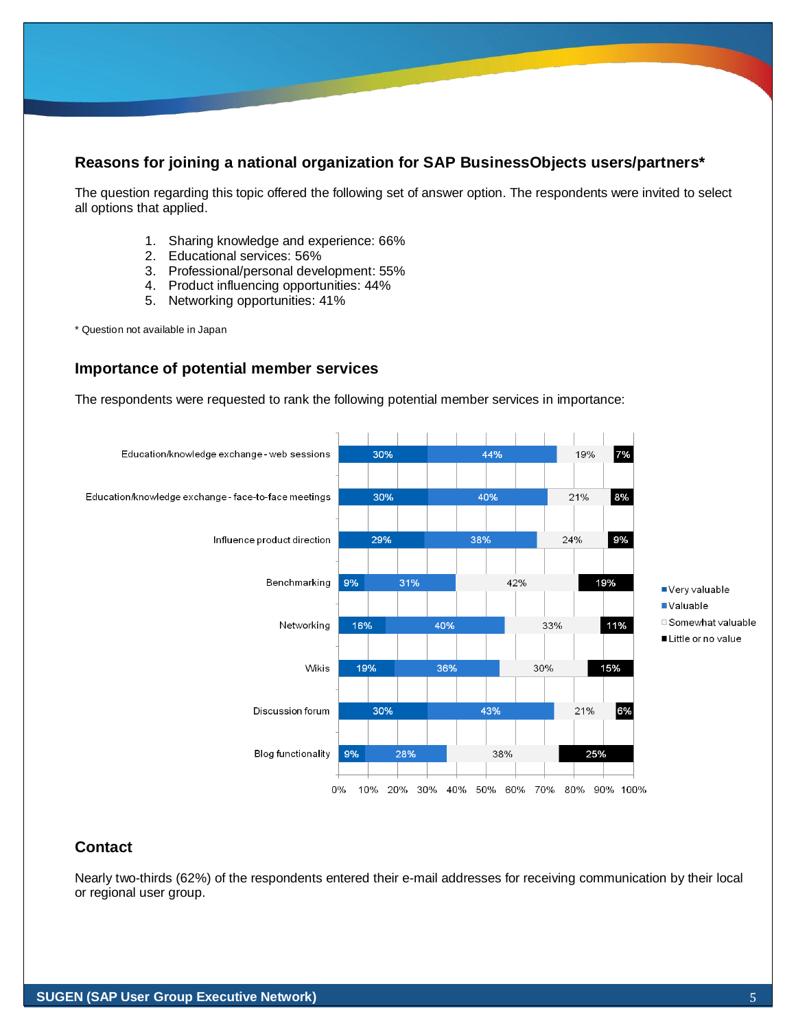### Reasons for joining a national organization for SAP BusinessObjects users/partners*

The question regarding this topic offered the following set of answer option. The respondents were invited to select all options that applied.

1. Sharing knowledge and experience: 66%
2. Educational services: 56%
3. Professional/personal development: 55%
4. Product influencing opportunities: 44%
5. Networking opportunities: 41%

* Question not available in Japan

### Importance of potential member services

The respondents were requested to rank the following potential member services in importance:

Education/knowledge exchange - web sessions: 30% 44% 19% 7%
Education/knowledge exchange - face-to-face meetings: 30% 40% 21% 8%
Influence product direction: 29% 38% 24% 9%
Benchmarking: 9% 31% 42% 19%
Networking: 16% 40% 33% 11%
Wikis: 19% 36% 30% 15%
Discussion forum: 30% 43% 21% 6%
Blog functionality: 9% 28% 38% 25%

0% 10% 20% 30% 40% 50% 60% 70% 80% 90% 100%

Very valuable
Valuable
Somewhat valuable
Little or no value

### Contact

Nearly two-thirds (62%) of the respondents entered their e-mail addresses for receiving communication by their local or regional user group.